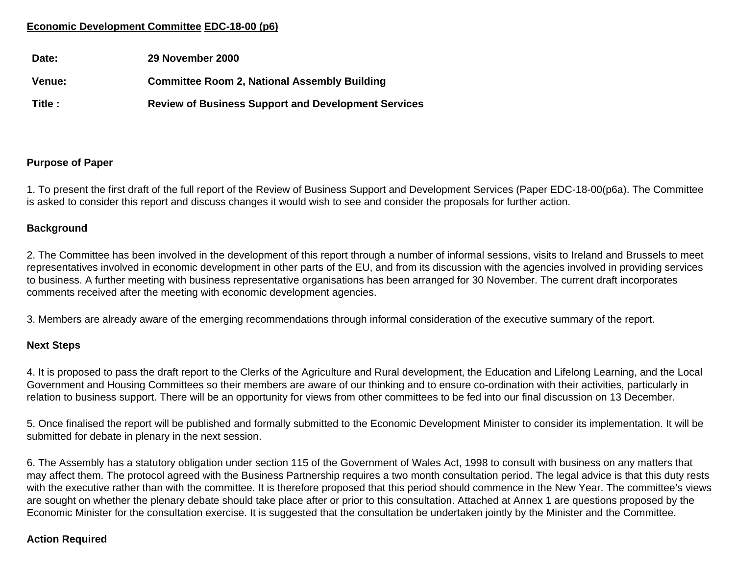**Economic Development Committee EDC-18-00 (p6)**

| | |
|---|---|
| **Date:** | **29 November 2000** |
| **Venue:** | **Committee Room 2, National Assembly Building** |
| **Title :** | **Review of Business Support and Development Services** |

**Purpose of Paper**

1. To present the first draft of the full report of the Review of Business Support and Development Services (Paper EDC-18-00(p6a). The Committee is asked to consider this report and discuss changes it would wish to see and consider the proposals for further action.

**Background**

2. The Committee has been involved in the development of this report through a number of informal sessions, visits to Ireland and Brussels to meet representatives involved in economic development in other parts of the EU, and from its discussion with the agencies involved in providing services to business. A further meeting with business representative organisations has been arranged for 30 November. The current draft incorporates comments received after the meeting with economic development agencies.

3. Members are already aware of the emerging recommendations through informal consideration of the executive summary of the report.

**Next Steps**

4. It is proposed to pass the draft report to the Clerks of the Agriculture and Rural development, the Education and Lifelong Learning, and the Local Government and Housing Committees so their members are aware of our thinking and to ensure co-ordination with their activities, particularly in relation to business support. There will be an opportunity for views from other committees to be fed into our final discussion on 13 December.

5. Once finalised the report will be published and formally submitted to the Economic Development Minister to consider its implementation. It will be submitted for debate in plenary in the next session.

6. The Assembly has a statutory obligation under section 115 of the Government of Wales Act, 1998 to consult with business on any matters that may affect them. The protocol agreed with the Business Partnership requires a two month consultation period. The legal advice is that this duty rests with the executive rather than with the committee. It is therefore proposed that this period should commence in the New Year. The committee's views are sought on whether the plenary debate should take place after or prior to this consultation. Attached at Annex 1 are questions proposed by the Economic Minister for the consultation exercise. It is suggested that the consultation be undertaken jointly by the Minister and the Committee.

**Action Required**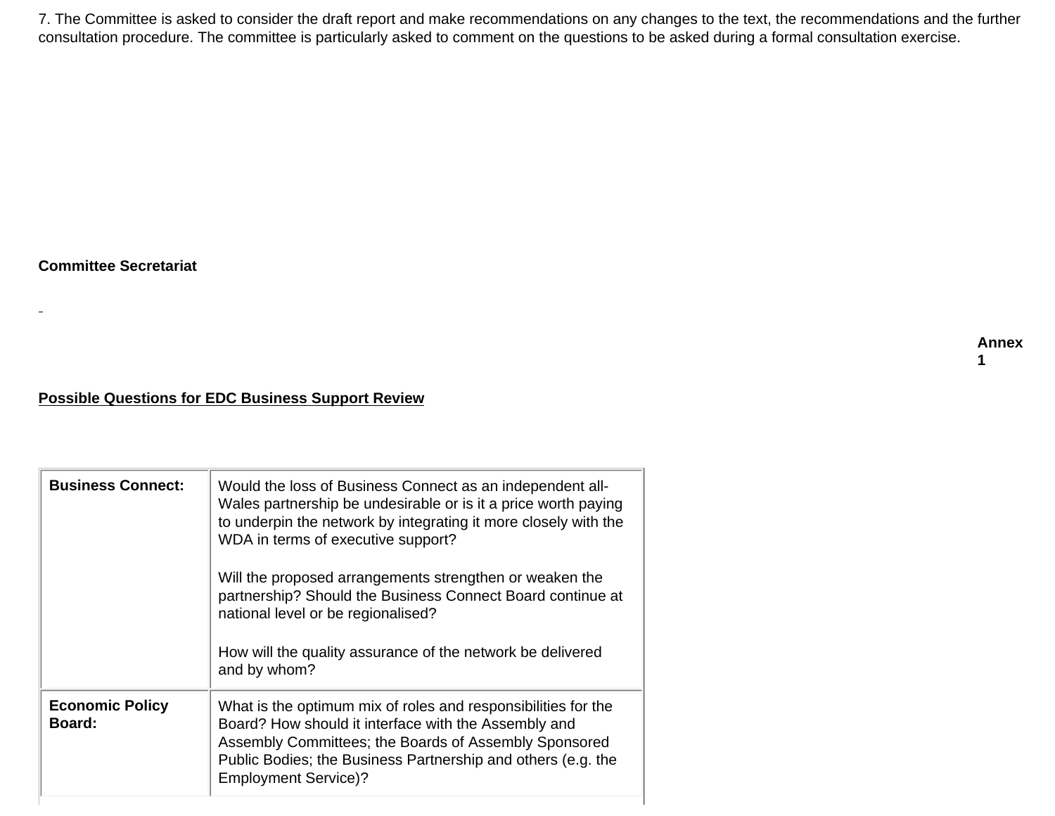7. The Committee is asked to consider the draft report and make recommendations on any changes to the text, the recommendations and the further consultation procedure. The committee is particularly asked to comment on the questions to be asked during a formal consultation exercise.

**Committee Secretariat**

**Annex 1**

**Possible Questions for EDC Business Support Review**

| | |
|---|---|
| **Business Connect:** | Would the loss of Business Connect as an independent all-Wales partnership be undesirable or is it a price worth paying to underpin the network by integrating it more closely with the WDA in terms of executive support?<br><br>Will the proposed arrangements strengthen or weaken the partnership? Should the Business Connect Board continue at national level or be regionalised?<br><br>How will the quality assurance of the network be delivered and by whom? |
| **Economic Policy Board:** | What is the optimum mix of roles and responsibilities for the Board? How should it interface with the Assembly and Assembly Committees; the Boards of Assembly Sponsored Public Bodies; the Business Partnership and others (e.g. the Employment Service)? |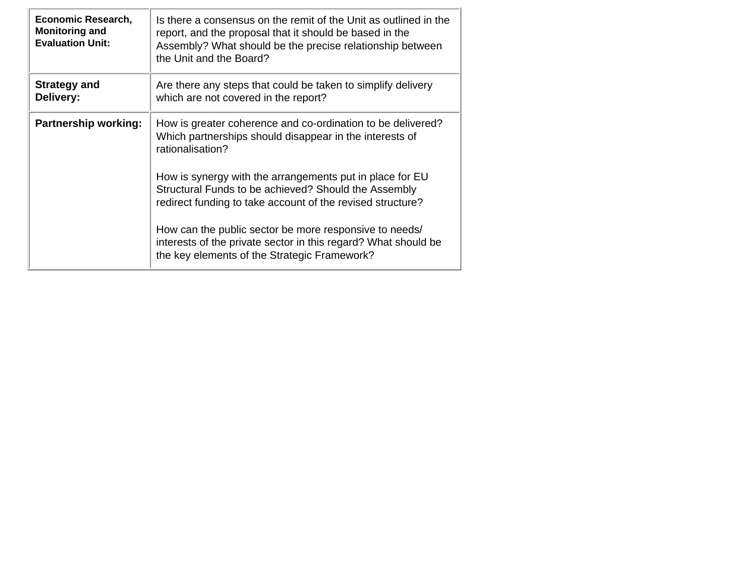| | |
|---|---|
| **Economic Research, Monitoring and Evaluation Unit:** | Is there a consensus on the remit of the Unit as outlined in the report, and the proposal that it should be based in the Assembly? What should be the precise relationship between the Unit and the Board? |
| **Strategy and Delivery:** | Are there any steps that could be taken to simplify delivery which are not covered in the report? |
| **Partnership working:** | How is greater coherence and co-ordination to be delivered? Which partnerships should disappear in the interests of rationalisation?<br><br>How is synergy with the arrangements put in place for EU Structural Funds to be achieved? Should the Assembly redirect funding to take account of the revised structure?<br><br>How can the public sector be more responsive to needs/ interests of the private sector in this regard? What should be the key elements of the Strategic Framework? |